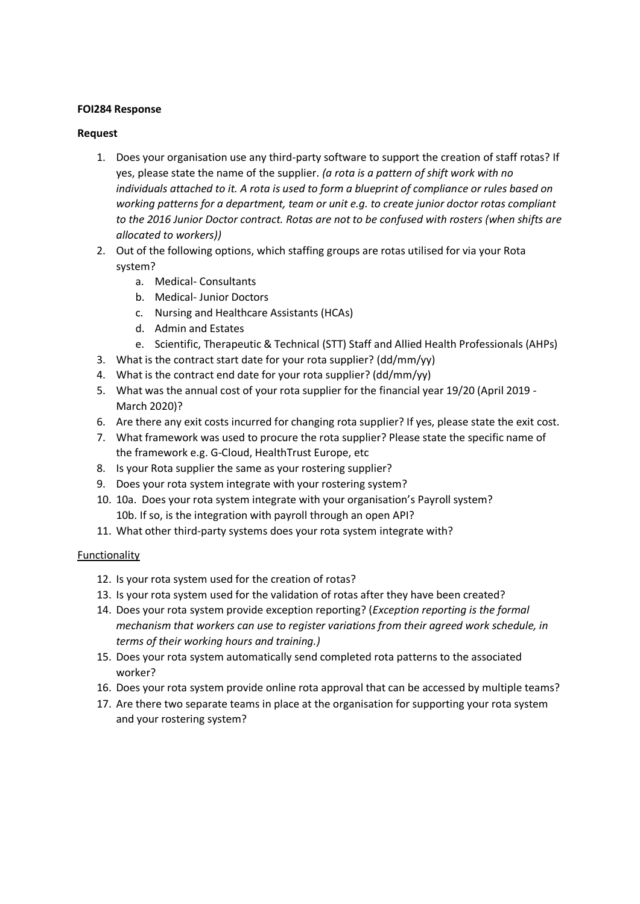**FOI284 Response**

**Request**

1. Does your organisation use any third-party software to support the creation of staff rotas? If yes, please state the name of the supplier. *(a rota is a pattern of shift work with no individuals attached to it. A rota is used to form a blueprint of compliance or rules based on working patterns for a department, team or unit e.g. to create junior doctor rotas compliant to the 2016 Junior Doctor contract. Rotas are not to be confused with rosters (when shifts are allocated to workers))*
2. Out of the following options, which staffing groups are rotas utilised for via your Rota system?
    a. Medical- Consultants
    b. Medical- Junior Doctors
    c. Nursing and Healthcare Assistants (HCAs)
    d. Admin and Estates
    e. Scientific, Therapeutic & Technical (STT) Staff and Allied Health Professionals (AHPs)
3. What is the contract start date for your rota supplier? (dd/mm/yy)
4. What is the contract end date for your rota supplier? (dd/mm/yy)
5. What was the annual cost of your rota supplier for the financial year 19/20 (April 2019 - March 2020)?
6. Are there any exit costs incurred for changing rota supplier? If yes, please state the exit cost.
7. What framework was used to procure the rota supplier? Please state the specific name of the framework e.g. G-Cloud, HealthTrust Europe, etc
8. Is your Rota supplier the same as your rostering supplier?
9. Does your rota system integrate with your rostering system?
10. 10a. Does your rota system integrate with your organisation's Payroll system?
    10b. If so, is the integration with payroll through an open API?
11. What other third-party systems does your rota system integrate with?

<u>Functionality</u>

12. Is your rota system used for the creation of rotas?
13. Is your rota system used for the validation of rotas after they have been created?
14. Does your rota system provide exception reporting? (*Exception reporting is the formal mechanism that workers can use to register variations from their agreed work schedule, in terms of their working hours and training.)*
15. Does your rota system automatically send completed rota patterns to the associated worker?
16. Does your rota system provide online rota approval that can be accessed by multiple teams?
17. Are there two separate teams in place at the organisation for supporting your rota system and your rostering system?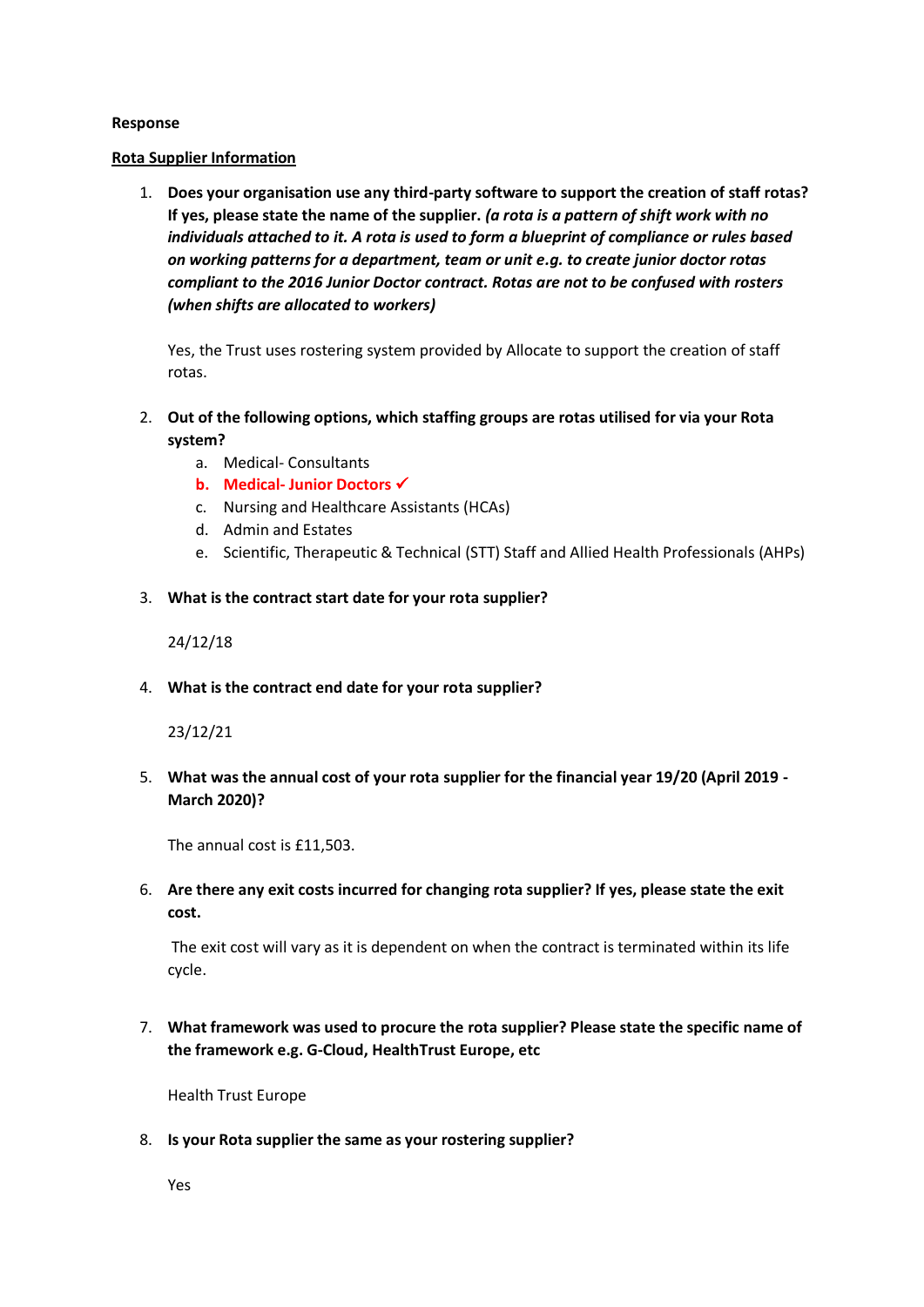**Response**

**Rota Supplier Information**

1. **Does your organisation use any third-party software to support the creation of staff rotas? If yes, please state the name of the supplier.** ***(a rota is a pattern of shift work with no individuals attached to it. A rota is used to form a blueprint of compliance or rules based on working patterns for a department, team or unit e.g. to create junior doctor rotas compliant to the 2016 Junior Doctor contract. Rotas are not to be confused with rosters (when shifts are allocated to workers)***

   Yes, the Trust uses rostering system provided by Allocate to support the creation of staff rotas.

2. **Out of the following options, which staffing groups are rotas utilised for via your Rota system?**
   a. Medical- Consultants
   b. **Medical- Junior Doctors ✓**
   c. Nursing and Healthcare Assistants (HCAs)
   d. Admin and Estates
   e. Scientific, Therapeutic & Technical (STT) Staff and Allied Health Professionals (AHPs)

3. **What is the contract start date for your rota supplier?**

   24/12/18

4. **What is the contract end date for your rota supplier?**

   23/12/21

5. **What was the annual cost of your rota supplier for the financial year 19/20 (April 2019 - March 2020)?**

   The annual cost is £11,503.

6. **Are there any exit costs incurred for changing rota supplier? If yes, please state the exit cost.**

   The exit cost will vary as it is dependent on when the contract is terminated within its life cycle.

7. **What framework was used to procure the rota supplier? Please state the specific name of the framework e.g. G-Cloud, HealthTrust Europe, etc**

   Health Trust Europe

8. **Is your Rota supplier the same as your rostering supplier?**

   Yes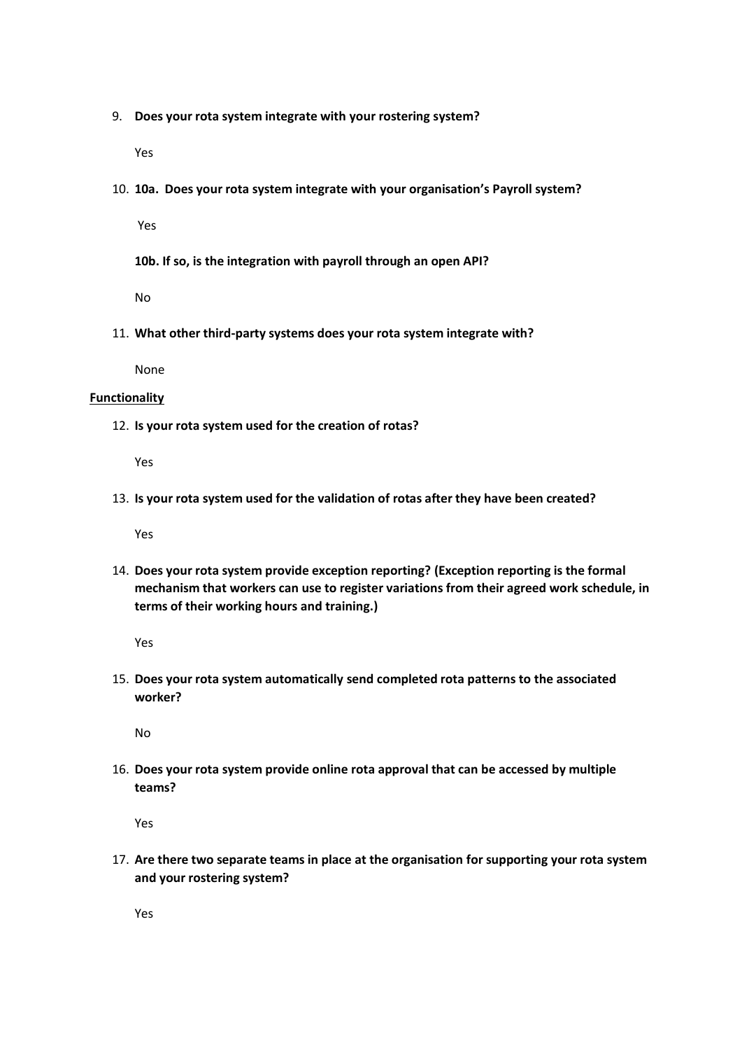9. **Does your rota system integrate with your rostering system?**

   Yes

10. **10a. Does your rota system integrate with your organisation's Payroll system?**

    Yes

    **10b. If so, is the integration with payroll through an open API?**

    No

11. **What other third-party systems does your rota system integrate with?**

    None

__Functionality__

12. **Is your rota system used for the creation of rotas?**

    Yes

13. **Is your rota system used for the validation of rotas after they have been created?**

    Yes

14. **Does your rota system provide exception reporting? (Exception reporting is the formal mechanism that workers can use to register variations from their agreed work schedule, in terms of their working hours and training.)**

    Yes

15. **Does your rota system automatically send completed rota patterns to the associated worker?**

    No

16. **Does your rota system provide online rota approval that can be accessed by multiple teams?**

    Yes

17. **Are there two separate teams in place at the organisation for supporting your rota system and your rostering system?**

    Yes